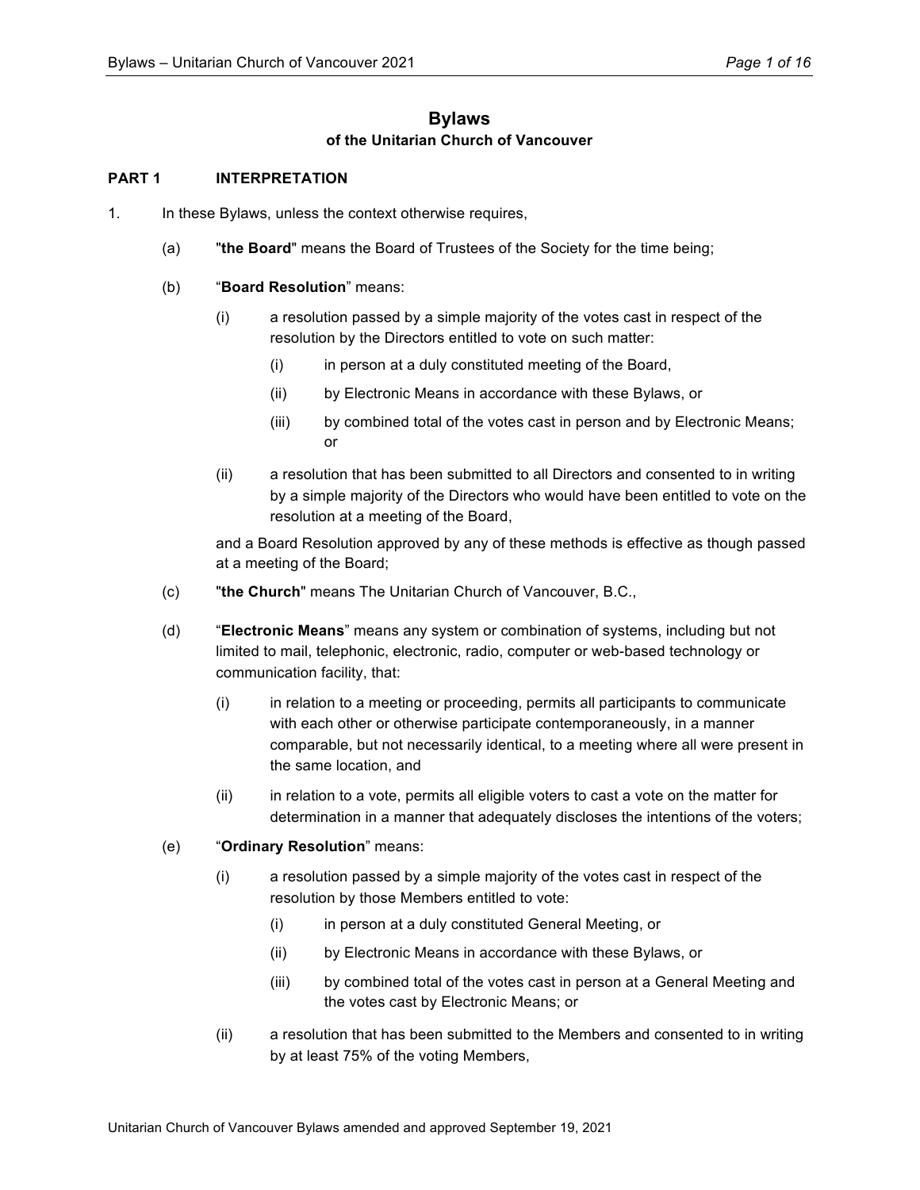# Bylaws

## of the Unitarian Church of Vancouver

### PART 1 INTERPRETATION

1. In these Bylaws, unless the context otherwise requires,

   (a) "**the Board**" means the Board of Trustees of the Society for the time being;

   (b) "**Board Resolution**" means:

      (i) a resolution passed by a simple majority of the votes cast in respect of the resolution by the Directors entitled to vote on such matter:

         (i) in person at a duly constituted meeting of the Board,

         (ii) by Electronic Means in accordance with these Bylaws, or

         (iii) by combined total of the votes cast in person and by Electronic Means; or

      (ii) a resolution that has been submitted to all Directors and consented to in writing by a simple majority of the Directors who would have been entitled to vote on the resolution at a meeting of the Board,

   and a Board Resolution approved by any of these methods is effective as though passed at a meeting of the Board;

   (c) "**the Church**" means The Unitarian Church of Vancouver, B.C.,

   (d) "**Electronic Means**" means any system or combination of systems, including but not limited to mail, telephonic, electronic, radio, computer or web-based technology or communication facility, that:

      (i) in relation to a meeting or proceeding, permits all participants to communicate with each other or otherwise participate contemporaneously, in a manner comparable, but not necessarily identical, to a meeting where all were present in the same location, and

      (ii) in relation to a vote, permits all eligible voters to cast a vote on the matter for determination in a manner that adequately discloses the intentions of the voters;

   (e) "**Ordinary Resolution**" means:

      (i) a resolution passed by a simple majority of the votes cast in respect of the resolution by those Members entitled to vote:

         (i) in person at a duly constituted General Meeting, or

         (ii) by Electronic Means in accordance with these Bylaws, or

         (iii) by combined total of the votes cast in person at a General Meeting and the votes cast by Electronic Means; or

      (ii) a resolution that has been submitted to the Members and consented to in writing by at least 75% of the voting Members,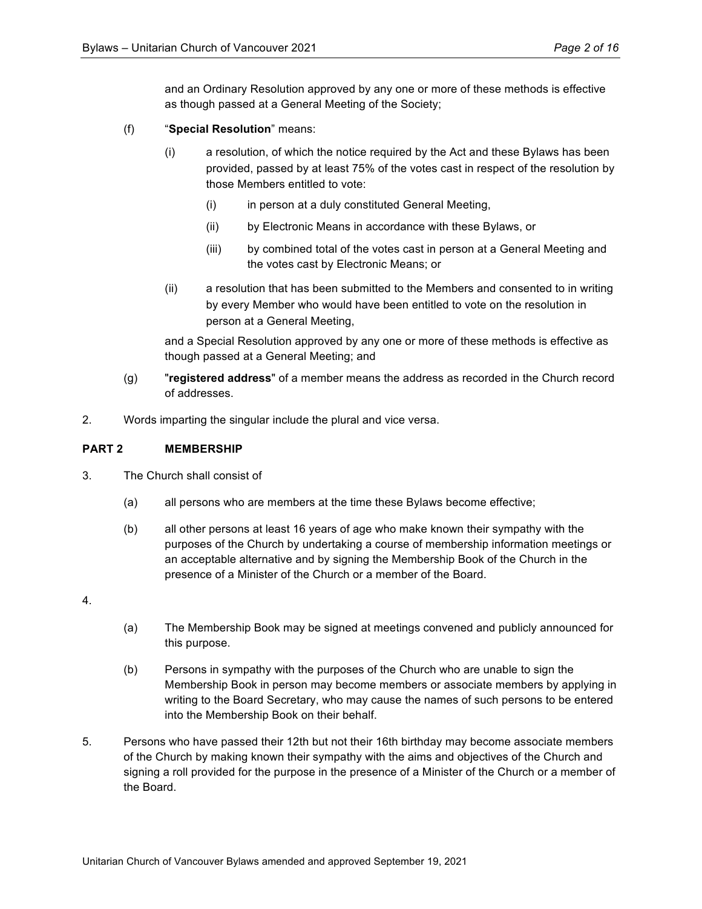and an Ordinary Resolution approved by any one or more of these methods is effective as though passed at a General Meeting of the Society;

(f) "**Special Resolution**" means:

(i) a resolution, of which the notice required by the Act and these Bylaws has been provided, passed by at least 75% of the votes cast in respect of the resolution by those Members entitled to vote:

(i) in person at a duly constituted General Meeting,

(ii) by Electronic Means in accordance with these Bylaws, or

(iii) by combined total of the votes cast in person at a General Meeting and the votes cast by Electronic Means; or

(ii) a resolution that has been submitted to the Members and consented to in writing by every Member who would have been entitled to vote on the resolution in person at a General Meeting,

and a Special Resolution approved by any one or more of these methods is effective as though passed at a General Meeting; and

(g) "**registered address**" of a member means the address as recorded in the Church record of addresses.

2. Words imparting the singular include the plural and vice versa.

## PART 2 MEMBERSHIP

3. The Church shall consist of

(a) all persons who are members at the time these Bylaws become effective;

(b) all other persons at least 16 years of age who make known their sympathy with the purposes of the Church by undertaking a course of membership information meetings or an acceptable alternative and by signing the Membership Book of the Church in the presence of a Minister of the Church or a member of the Board.

4.

(a) The Membership Book may be signed at meetings convened and publicly announced for this purpose.

(b) Persons in sympathy with the purposes of the Church who are unable to sign the Membership Book in person may become members or associate members by applying in writing to the Board Secretary, who may cause the names of such persons to be entered into the Membership Book on their behalf.

5. Persons who have passed their 12th but not their 16th birthday may become associate members of the Church by making known their sympathy with the aims and objectives of the Church and signing a roll provided for the purpose in the presence of a Minister of the Church or a member of the Board.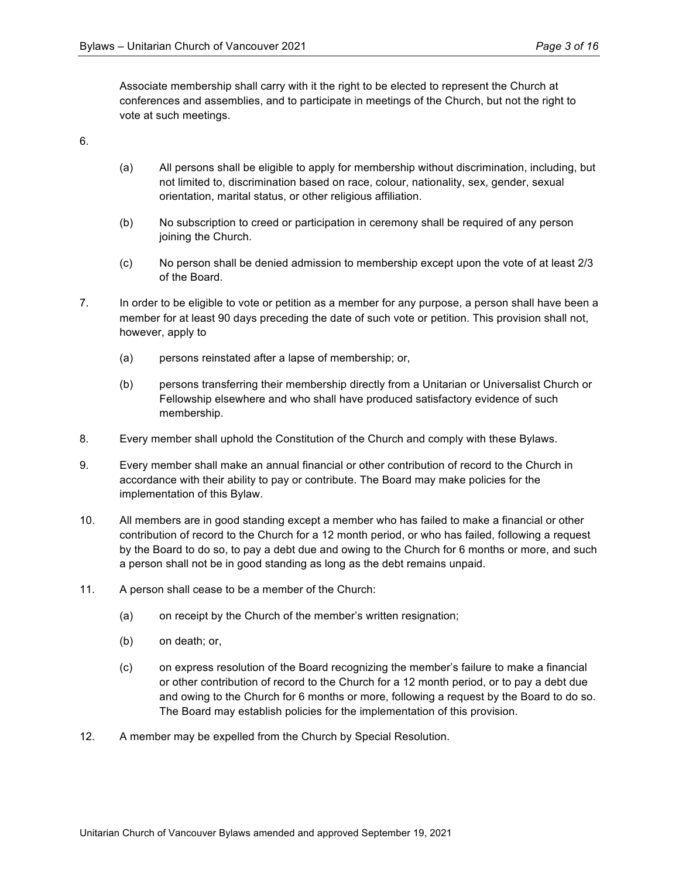Associate membership shall carry with it the right to be elected to represent the Church at conferences and assemblies, and to participate in meetings of the Church, but not the right to vote at such meetings.

6.

   (a) All persons shall be eligible to apply for membership without discrimination, including, but not limited to, discrimination based on race, colour, nationality, sex, gender, sexual orientation, marital status, or other religious affiliation.

   (b) No subscription to creed or participation in ceremony shall be required of any person joining the Church.

   (c) No person shall be denied admission to membership except upon the vote of at least 2/3 of the Board.

7. In order to be eligible to vote or petition as a member for any purpose, a person shall have been a member for at least 90 days preceding the date of such vote or petition. This provision shall not, however, apply to

   (a) persons reinstated after a lapse of membership; or,

   (b) persons transferring their membership directly from a Unitarian or Universalist Church or Fellowship elsewhere and who shall have produced satisfactory evidence of such membership.

8. Every member shall uphold the Constitution of the Church and comply with these Bylaws.

9. Every member shall make an annual financial or other contribution of record to the Church in accordance with their ability to pay or contribute. The Board may make policies for the implementation of this Bylaw.

10. All members are in good standing except a member who has failed to make a financial or other contribution of record to the Church for a 12 month period, or who has failed, following a request by the Board to do so, to pay a debt due and owing to the Church for 6 months or more, and such a person shall not be in good standing as long as the debt remains unpaid.

11. A person shall cease to be a member of the Church:

   (a) on receipt by the Church of the member's written resignation;

   (b) on death; or,

   (c) on express resolution of the Board recognizing the member's failure to make a financial or other contribution of record to the Church for a 12 month period, or to pay a debt due and owing to the Church for 6 months or more, following a request by the Board to do so. The Board may establish policies for the implementation of this provision.

12. A member may be expelled from the Church by Special Resolution.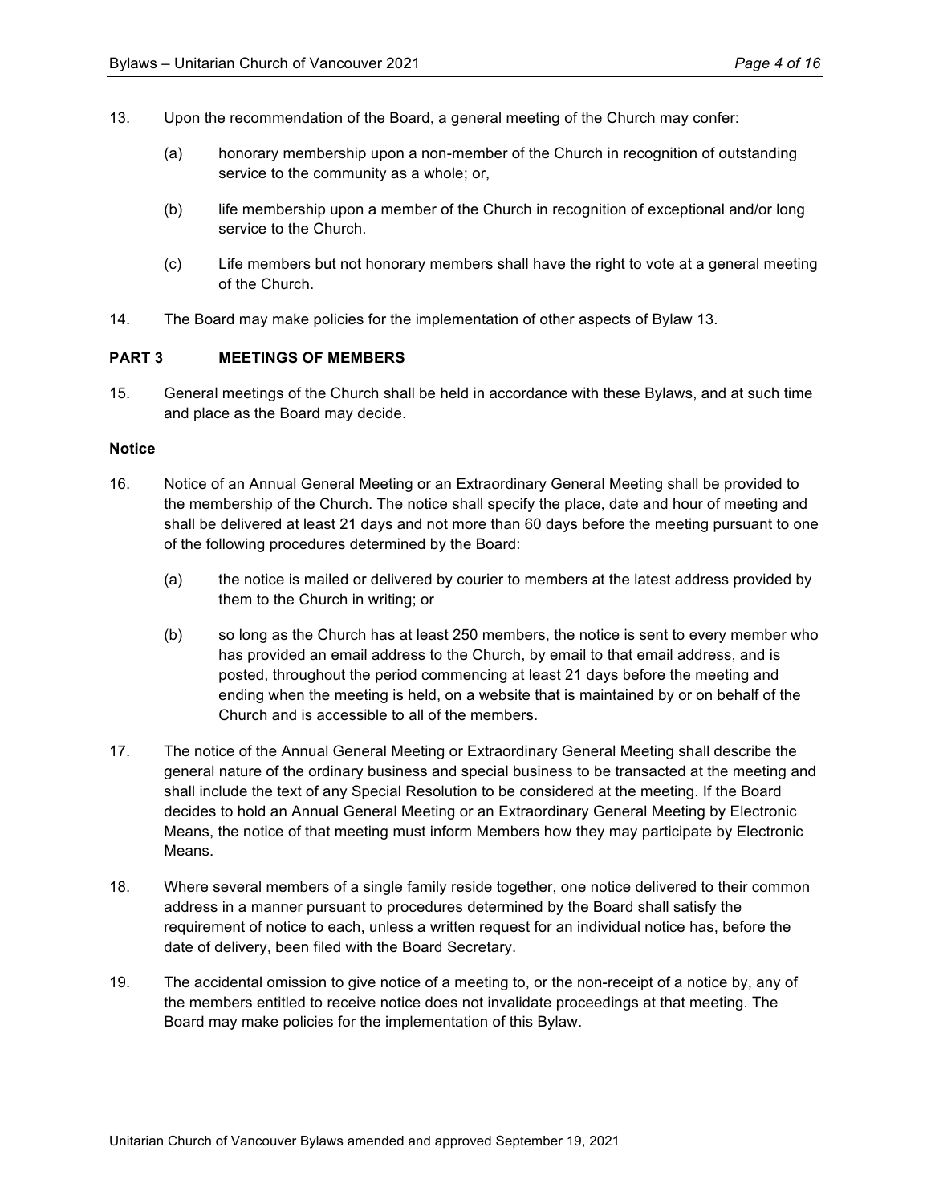13. Upon the recommendation of the Board, a general meeting of the Church may confer:

    (a) honorary membership upon a non-member of the Church in recognition of outstanding service to the community as a whole; or,

    (b) life membership upon a member of the Church in recognition of exceptional and/or long service to the Church.

    (c) Life members but not honorary members shall have the right to vote at a general meeting of the Church.

14. The Board may make policies for the implementation of other aspects of Bylaw 13.

## PART 3 MEETINGS OF MEMBERS

15. General meetings of the Church shall be held in accordance with these Bylaws, and at such time and place as the Board may decide.

### Notice

16. Notice of an Annual General Meeting or an Extraordinary General Meeting shall be provided to the membership of the Church. The notice shall specify the place, date and hour of meeting and shall be delivered at least 21 days and not more than 60 days before the meeting pursuant to one of the following procedures determined by the Board:

    (a) the notice is mailed or delivered by courier to members at the latest address provided by them to the Church in writing; or

    (b) so long as the Church has at least 250 members, the notice is sent to every member who has provided an email address to the Church, by email to that email address, and is posted, throughout the period commencing at least 21 days before the meeting and ending when the meeting is held, on a website that is maintained by or on behalf of the Church and is accessible to all of the members.

17. The notice of the Annual General Meeting or Extraordinary General Meeting shall describe the general nature of the ordinary business and special business to be transacted at the meeting and shall include the text of any Special Resolution to be considered at the meeting. If the Board decides to hold an Annual General Meeting or an Extraordinary General Meeting by Electronic Means, the notice of that meeting must inform Members how they may participate by Electronic Means.

18. Where several members of a single family reside together, one notice delivered to their common address in a manner pursuant to procedures determined by the Board shall satisfy the requirement of notice to each, unless a written request for an individual notice has, before the date of delivery, been filed with the Board Secretary.

19. The accidental omission to give notice of a meeting to, or the non-receipt of a notice by, any of the members entitled to receive notice does not invalidate proceedings at that meeting. The Board may make policies for the implementation of this Bylaw.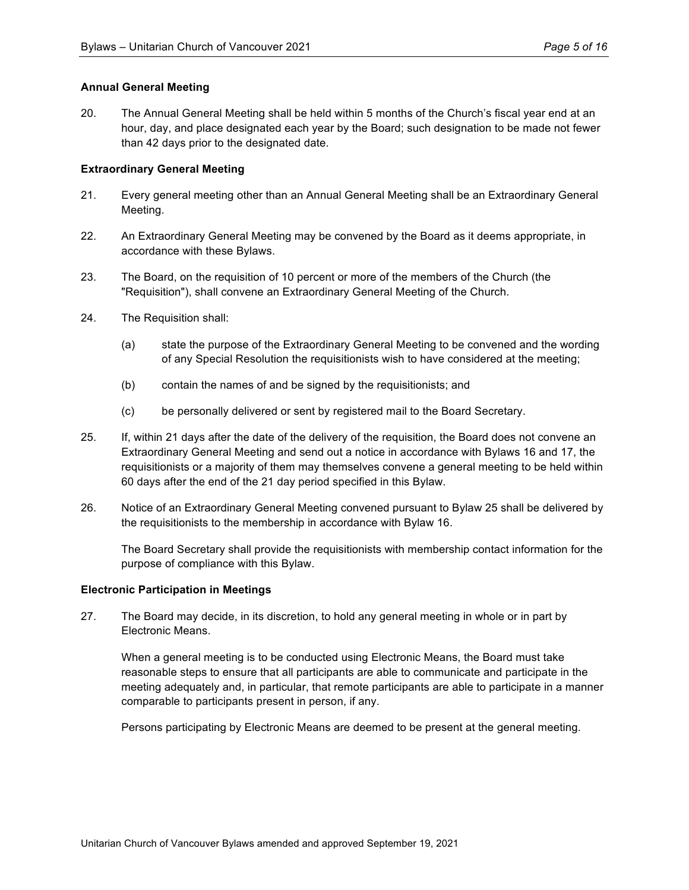**Annual General Meeting**

20. The Annual General Meeting shall be held within 5 months of the Church's fiscal year end at an hour, day, and place designated each year by the Board; such designation to be made not fewer than 42 days prior to the designated date.

**Extraordinary General Meeting**

21. Every general meeting other than an Annual General Meeting shall be an Extraordinary General Meeting.

22. An Extraordinary General Meeting may be convened by the Board as it deems appropriate, in accordance with these Bylaws.

23. The Board, on the requisition of 10 percent or more of the members of the Church (the "Requisition"), shall convene an Extraordinary General Meeting of the Church.

24. The Requisition shall:

    (a) state the purpose of the Extraordinary General Meeting to be convened and the wording of any Special Resolution the requisitionists wish to have considered at the meeting;

    (b) contain the names of and be signed by the requisitionists; and

    (c) be personally delivered or sent by registered mail to the Board Secretary.

25. If, within 21 days after the date of the delivery of the requisition, the Board does not convene an Extraordinary General Meeting and send out a notice in accordance with Bylaws 16 and 17, the requisitionists or a majority of them may themselves convene a general meeting to be held within 60 days after the end of the 21 day period specified in this Bylaw.

26. Notice of an Extraordinary General Meeting convened pursuant to Bylaw 25 shall be delivered by the requisitionists to the membership in accordance with Bylaw 16.

    The Board Secretary shall provide the requisitionists with membership contact information for the purpose of compliance with this Bylaw.

**Electronic Participation in Meetings**

27. The Board may decide, in its discretion, to hold any general meeting in whole or in part by Electronic Means.

    When a general meeting is to be conducted using Electronic Means, the Board must take reasonable steps to ensure that all participants are able to communicate and participate in the meeting adequately and, in particular, that remote participants are able to participate in a manner comparable to participants present in person, if any.

    Persons participating by Electronic Means are deemed to be present at the general meeting.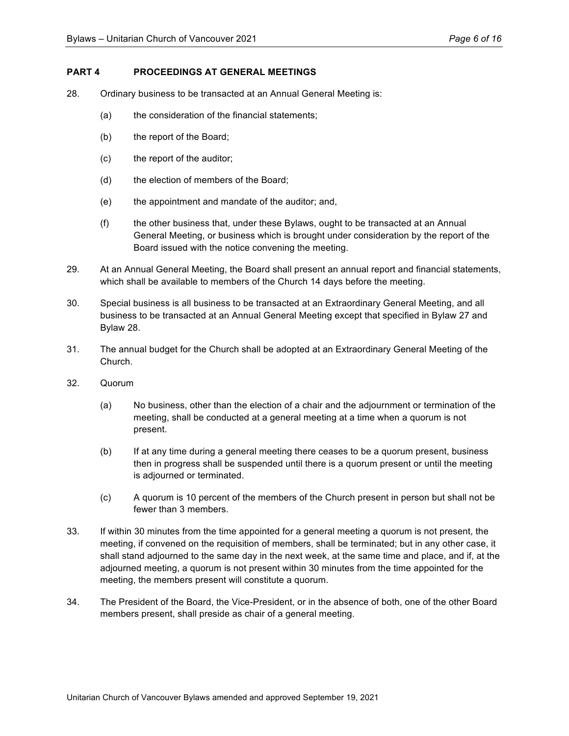## PART 4 PROCEEDINGS AT GENERAL MEETINGS

28. Ordinary business to be transacted at an Annual General Meeting is:

    (a) the consideration of the financial statements;

    (b) the report of the Board;

    (c) the report of the auditor;

    (d) the election of members of the Board;

    (e) the appointment and mandate of the auditor; and,

    (f) the other business that, under these Bylaws, ought to be transacted at an Annual General Meeting, or business which is brought under consideration by the report of the Board issued with the notice convening the meeting.

29. At an Annual General Meeting, the Board shall present an annual report and financial statements, which shall be available to members of the Church 14 days before the meeting.

30. Special business is all business to be transacted at an Extraordinary General Meeting, and all business to be transacted at an Annual General Meeting except that specified in Bylaw 27 and Bylaw 28.

31. The annual budget for the Church shall be adopted at an Extraordinary General Meeting of the Church.

32. Quorum

    (a) No business, other than the election of a chair and the adjournment or termination of the meeting, shall be conducted at a general meeting at a time when a quorum is not present.

    (b) If at any time during a general meeting there ceases to be a quorum present, business then in progress shall be suspended until there is a quorum present or until the meeting is adjourned or terminated.

    (c) A quorum is 10 percent of the members of the Church present in person but shall not be fewer than 3 members.

33. If within 30 minutes from the time appointed for a general meeting a quorum is not present, the meeting, if convened on the requisition of members, shall be terminated; but in any other case, it shall stand adjourned to the same day in the next week, at the same time and place, and if, at the adjourned meeting, a quorum is not present within 30 minutes from the time appointed for the meeting, the members present will constitute a quorum.

34. The President of the Board, the Vice-President, or in the absence of both, one of the other Board members present, shall preside as chair of a general meeting.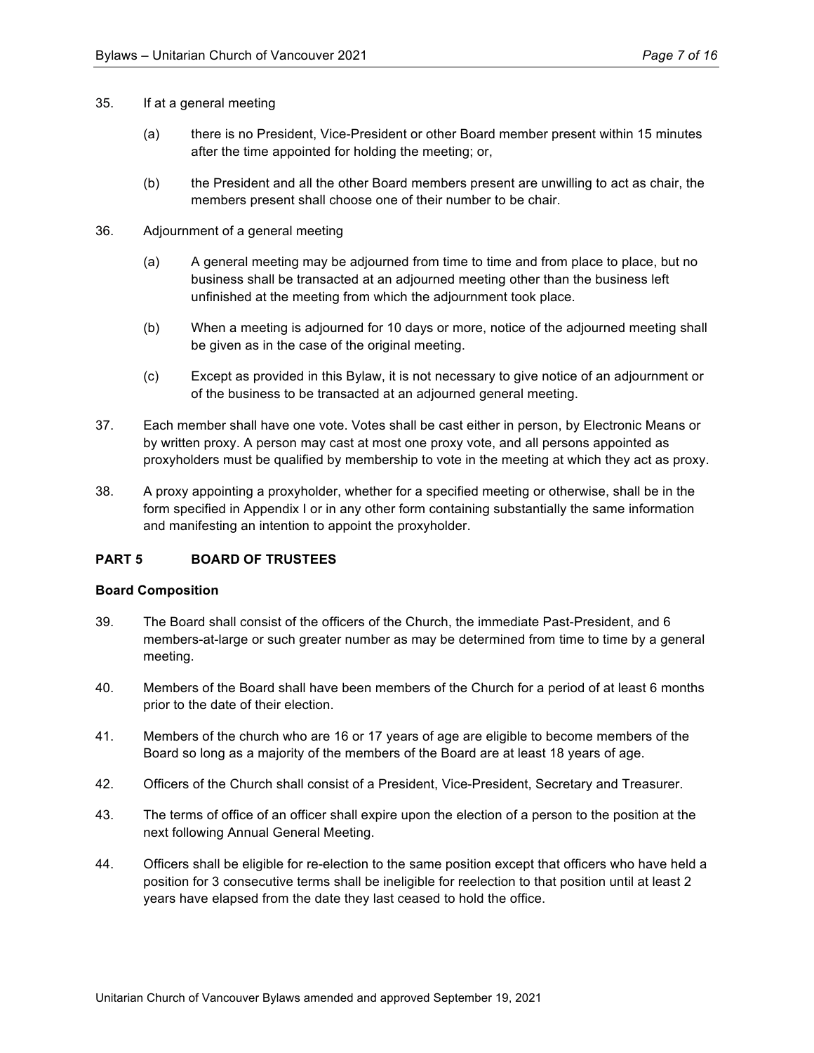35. If at a general meeting

    (a) there is no President, Vice-President or other Board member present within 15 minutes after the time appointed for holding the meeting; or,

    (b) the President and all the other Board members present are unwilling to act as chair, the members present shall choose one of their number to be chair.

36. Adjournment of a general meeting

    (a) A general meeting may be adjourned from time to time and from place to place, but no business shall be transacted at an adjourned meeting other than the business left unfinished at the meeting from which the adjournment took place.

    (b) When a meeting is adjourned for 10 days or more, notice of the adjourned meeting shall be given as in the case of the original meeting.

    (c) Except as provided in this Bylaw, it is not necessary to give notice of an adjournment or of the business to be transacted at an adjourned general meeting.

37. Each member shall have one vote. Votes shall be cast either in person, by Electronic Means or by written proxy. A person may cast at most one proxy vote, and all persons appointed as proxyholders must be qualified by membership to vote in the meeting at which they act as proxy.

38. A proxy appointing a proxyholder, whether for a specified meeting or otherwise, shall be in the form specified in Appendix I or in any other form containing substantially the same information and manifesting an intention to appoint the proxyholder.

## PART 5 BOARD OF TRUSTEES

### Board Composition

39. The Board shall consist of the officers of the Church, the immediate Past-President, and 6 members-at-large or such greater number as may be determined from time to time by a general meeting.

40. Members of the Board shall have been members of the Church for a period of at least 6 months prior to the date of their election.

41. Members of the church who are 16 or 17 years of age are eligible to become members of the Board so long as a majority of the members of the Board are at least 18 years of age.

42. Officers of the Church shall consist of a President, Vice-President, Secretary and Treasurer.

43. The terms of office of an officer shall expire upon the election of a person to the position at the next following Annual General Meeting.

44. Officers shall be eligible for re-election to the same position except that officers who have held a position for 3 consecutive terms shall be ineligible for reelection to that position until at least 2 years have elapsed from the date they last ceased to hold the office.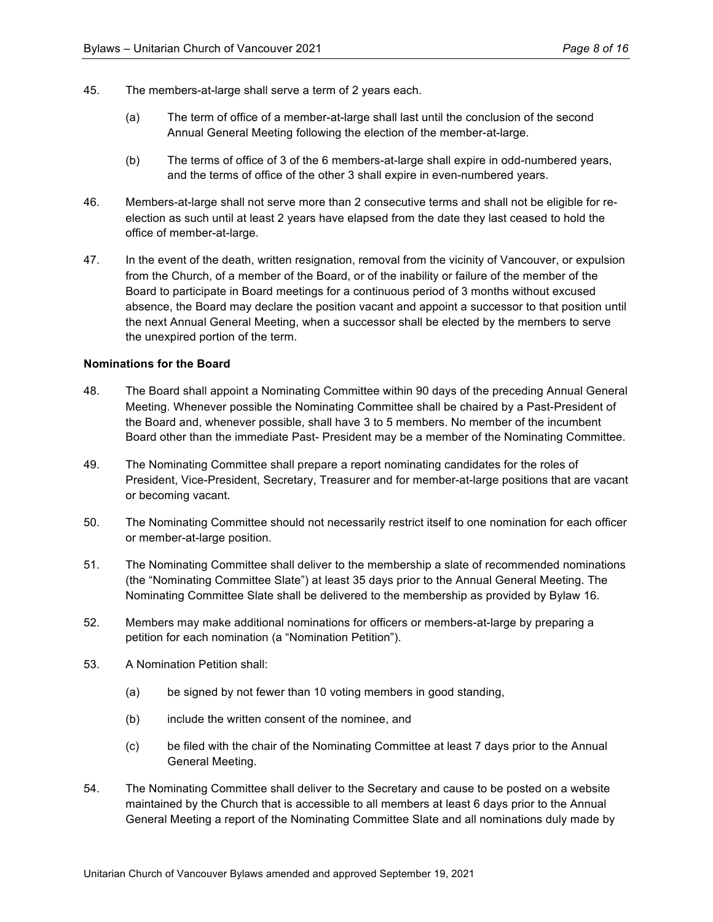45. The members-at-large shall serve a term of 2 years each.

    (a) The term of office of a member-at-large shall last until the conclusion of the second Annual General Meeting following the election of the member-at-large.

    (b) The terms of office of 3 of the 6 members-at-large shall expire in odd-numbered years, and the terms of office of the other 3 shall expire in even-numbered years.

46. Members-at-large shall not serve more than 2 consecutive terms and shall not be eligible for re-election as such until at least 2 years have elapsed from the date they last ceased to hold the office of member-at-large.

47. In the event of the death, written resignation, removal from the vicinity of Vancouver, or expulsion from the Church, of a member of the Board, or of the inability or failure of the member of the Board to participate in Board meetings for a continuous period of 3 months without excused absence, the Board may declare the position vacant and appoint a successor to that position until the next Annual General Meeting, when a successor shall be elected by the members to serve the unexpired portion of the term.

**Nominations for the Board**

48. The Board shall appoint a Nominating Committee within 90 days of the preceding Annual General Meeting. Whenever possible the Nominating Committee shall be chaired by a Past-President of the Board and, whenever possible, shall have 3 to 5 members. No member of the incumbent Board other than the immediate Past- President may be a member of the Nominating Committee.

49. The Nominating Committee shall prepare a report nominating candidates for the roles of President, Vice-President, Secretary, Treasurer and for member-at-large positions that are vacant or becoming vacant.

50. The Nominating Committee should not necessarily restrict itself to one nomination for each officer or member-at-large position.

51. The Nominating Committee shall deliver to the membership a slate of recommended nominations (the "Nominating Committee Slate") at least 35 days prior to the Annual General Meeting. The Nominating Committee Slate shall be delivered to the membership as provided by Bylaw 16.

52. Members may make additional nominations for officers or members-at-large by preparing a petition for each nomination (a "Nomination Petition").

53. A Nomination Petition shall:

    (a) be signed by not fewer than 10 voting members in good standing,

    (b) include the written consent of the nominee, and

    (c) be filed with the chair of the Nominating Committee at least 7 days prior to the Annual General Meeting.

54. The Nominating Committee shall deliver to the Secretary and cause to be posted on a website maintained by the Church that is accessible to all members at least 6 days prior to the Annual General Meeting a report of the Nominating Committee Slate and all nominations duly made by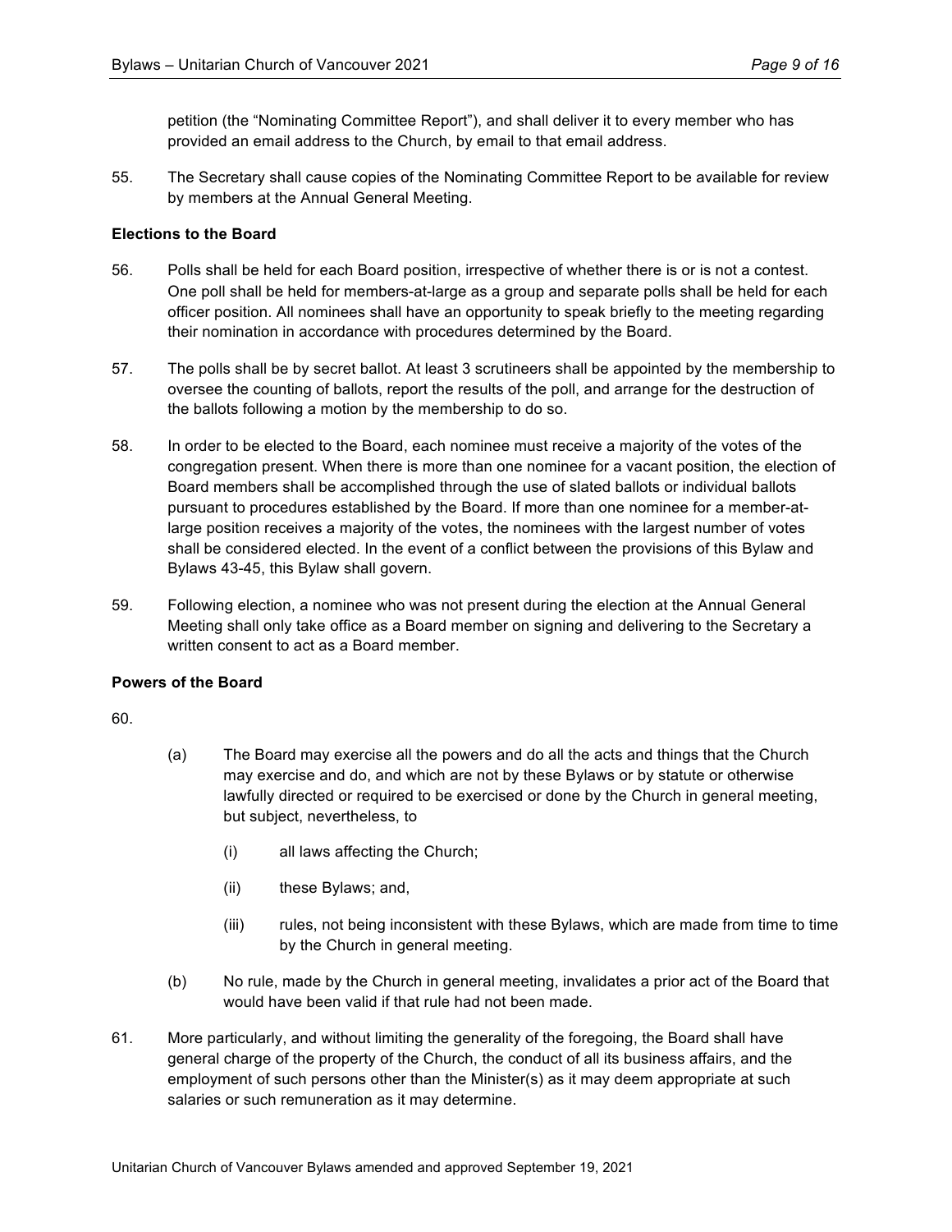petition (the "Nominating Committee Report"), and shall deliver it to every member who has provided an email address to the Church, by email to that email address.

55. The Secretary shall cause copies of the Nominating Committee Report to be available for review by members at the Annual General Meeting.

**Elections to the Board**

56. Polls shall be held for each Board position, irrespective of whether there is or is not a contest. One poll shall be held for members-at-large as a group and separate polls shall be held for each officer position. All nominees shall have an opportunity to speak briefly to the meeting regarding their nomination in accordance with procedures determined by the Board.

57. The polls shall be by secret ballot. At least 3 scrutineers shall be appointed by the membership to oversee the counting of ballots, report the results of the poll, and arrange for the destruction of the ballots following a motion by the membership to do so.

58. In order to be elected to the Board, each nominee must receive a majority of the votes of the congregation present. When there is more than one nominee for a vacant position, the election of Board members shall be accomplished through the use of slated ballots or individual ballots pursuant to procedures established by the Board. If more than one nominee for a member-at-large position receives a majority of the votes, the nominees with the largest number of votes shall be considered elected. In the event of a conflict between the provisions of this Bylaw and Bylaws 43-45, this Bylaw shall govern.

59. Following election, a nominee who was not present during the election at the Annual General Meeting shall only take office as a Board member on signing and delivering to the Secretary a written consent to act as a Board member.

**Powers of the Board**

60.

(a) The Board may exercise all the powers and do all the acts and things that the Church may exercise and do, and which are not by these Bylaws or by statute or otherwise lawfully directed or required to be exercised or done by the Church in general meeting, but subject, nevertheless, to

(i) all laws affecting the Church;

(ii) these Bylaws; and,

(iii) rules, not being inconsistent with these Bylaws, which are made from time to time by the Church in general meeting.

(b) No rule, made by the Church in general meeting, invalidates a prior act of the Board that would have been valid if that rule had not been made.

61. More particularly, and without limiting the generality of the foregoing, the Board shall have general charge of the property of the Church, the conduct of all its business affairs, and the employment of such persons other than the Minister(s) as it may deem appropriate at such salaries or such remuneration as it may determine.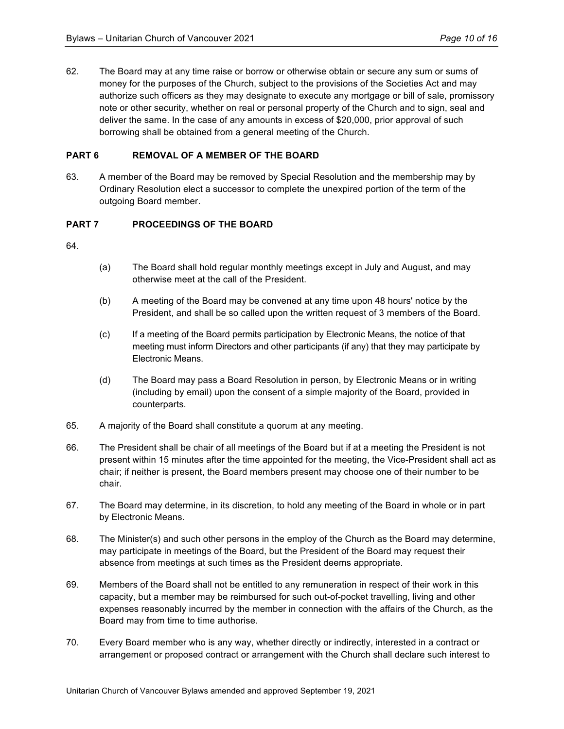62. The Board may at any time raise or borrow or otherwise obtain or secure any sum or sums of money for the purposes of the Church, subject to the provisions of the Societies Act and may authorize such officers as they may designate to execute any mortgage or bill of sale, promissory note or other security, whether on real or personal property of the Church and to sign, seal and deliver the same. In the case of any amounts in excess of $20,000, prior approval of such borrowing shall be obtained from a general meeting of the Church.

## PART 6 REMOVAL OF A MEMBER OF THE BOARD

63. A member of the Board may be removed by Special Resolution and the membership may by Ordinary Resolution elect a successor to complete the unexpired portion of the term of the outgoing Board member.

## PART 7 PROCEEDINGS OF THE BOARD

64.

(a) The Board shall hold regular monthly meetings except in July and August, and may otherwise meet at the call of the President.

(b) A meeting of the Board may be convened at any time upon 48 hours' notice by the President, and shall be so called upon the written request of 3 members of the Board.

(c) If a meeting of the Board permits participation by Electronic Means, the notice of that meeting must inform Directors and other participants (if any) that they may participate by Electronic Means.

(d) The Board may pass a Board Resolution in person, by Electronic Means or in writing (including by email) upon the consent of a simple majority of the Board, provided in counterparts.

65. A majority of the Board shall constitute a quorum at any meeting.

66. The President shall be chair of all meetings of the Board but if at a meeting the President is not present within 15 minutes after the time appointed for the meeting, the Vice-President shall act as chair; if neither is present, the Board members present may choose one of their number to be chair.

67. The Board may determine, in its discretion, to hold any meeting of the Board in whole or in part by Electronic Means.

68. The Minister(s) and such other persons in the employ of the Church as the Board may determine, may participate in meetings of the Board, but the President of the Board may request their absence from meetings at such times as the President deems appropriate.

69. Members of the Board shall not be entitled to any remuneration in respect of their work in this capacity, but a member may be reimbursed for such out-of-pocket travelling, living and other expenses reasonably incurred by the member in connection with the affairs of the Church, as the Board may from time to time authorise.

70. Every Board member who is any way, whether directly or indirectly, interested in a contract or arrangement or proposed contract or arrangement with the Church shall declare such interest to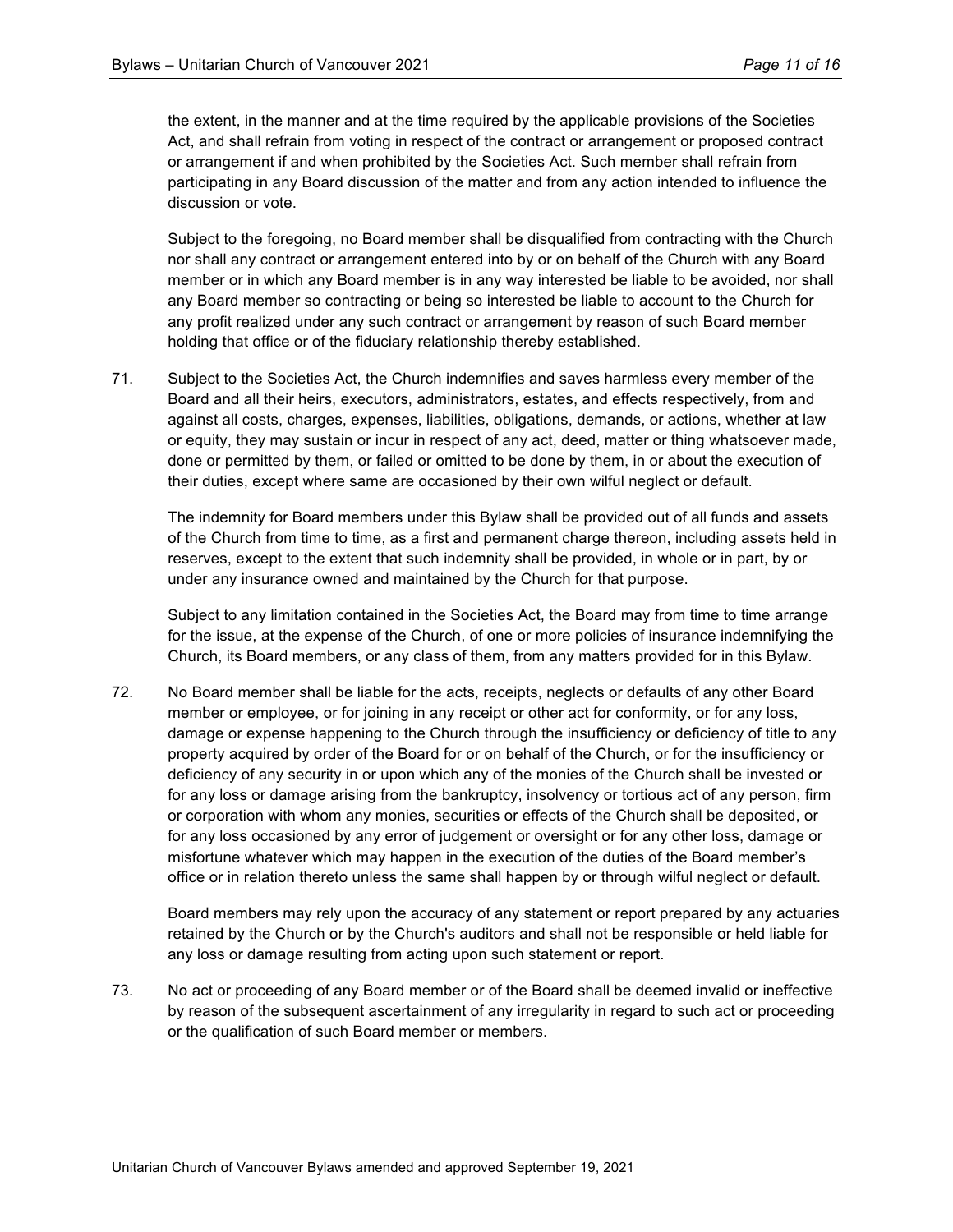the extent, in the manner and at the time required by the applicable provisions of the Societies Act, and shall refrain from voting in respect of the contract or arrangement or proposed contract or arrangement if and when prohibited by the Societies Act. Such member shall refrain from participating in any Board discussion of the matter and from any action intended to influence the discussion or vote.

Subject to the foregoing, no Board member shall be disqualified from contracting with the Church nor shall any contract or arrangement entered into by or on behalf of the Church with any Board member or in which any Board member is in any way interested be liable to be avoided, nor shall any Board member so contracting or being so interested be liable to account to the Church for any profit realized under any such contract or arrangement by reason of such Board member holding that office or of the fiduciary relationship thereby established.

71. Subject to the Societies Act, the Church indemnifies and saves harmless every member of the Board and all their heirs, executors, administrators, estates, and effects respectively, from and against all costs, charges, expenses, liabilities, obligations, demands, or actions, whether at law or equity, they may sustain or incur in respect of any act, deed, matter or thing whatsoever made, done or permitted by them, or failed or omitted to be done by them, in or about the execution of their duties, except where same are occasioned by their own wilful neglect or default.

    The indemnity for Board members under this Bylaw shall be provided out of all funds and assets of the Church from time to time, as a first and permanent charge thereon, including assets held in reserves, except to the extent that such indemnity shall be provided, in whole or in part, by or under any insurance owned and maintained by the Church for that purpose.

    Subject to any limitation contained in the Societies Act, the Board may from time to time arrange for the issue, at the expense of the Church, of one or more policies of insurance indemnifying the Church, its Board members, or any class of them, from any matters provided for in this Bylaw.

72. No Board member shall be liable for the acts, receipts, neglects or defaults of any other Board member or employee, or for joining in any receipt or other act for conformity, or for any loss, damage or expense happening to the Church through the insufficiency or deficiency of title to any property acquired by order of the Board for or on behalf of the Church, or for the insufficiency or deficiency of any security in or upon which any of the monies of the Church shall be invested or for any loss or damage arising from the bankruptcy, insolvency or tortious act of any person, firm or corporation with whom any monies, securities or effects of the Church shall be deposited, or for any loss occasioned by any error of judgement or oversight or for any other loss, damage or misfortune whatever which may happen in the execution of the duties of the Board member's office or in relation thereto unless the same shall happen by or through wilful neglect or default.

    Board members may rely upon the accuracy of any statement or report prepared by any actuaries retained by the Church or by the Church's auditors and shall not be responsible or held liable for any loss or damage resulting from acting upon such statement or report.

73. No act or proceeding of any Board member or of the Board shall be deemed invalid or ineffective by reason of the subsequent ascertainment of any irregularity in regard to such act or proceeding or the qualification of such Board member or members.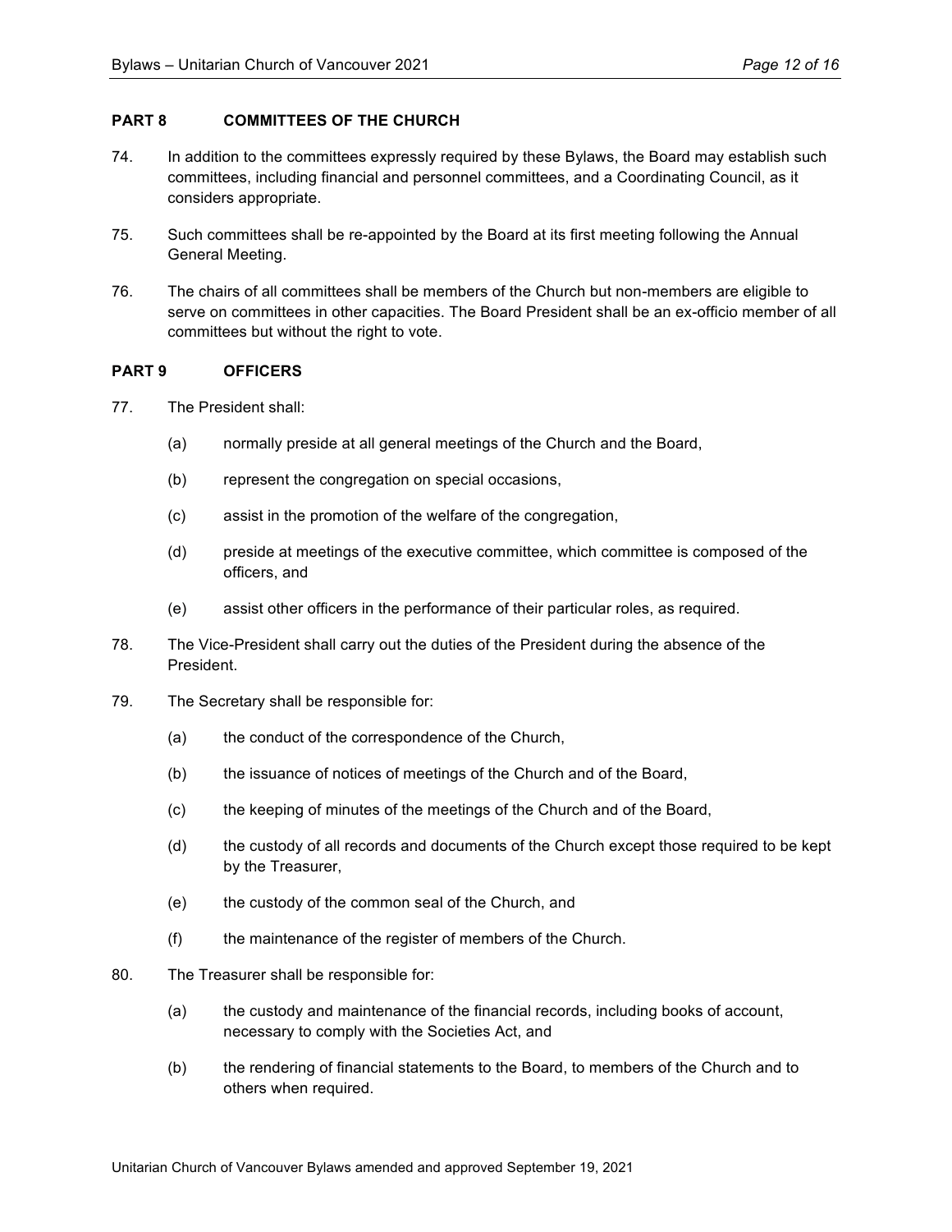## PART 8 COMMITTEES OF THE CHURCH

74. In addition to the committees expressly required by these Bylaws, the Board may establish such committees, including financial and personnel committees, and a Coordinating Council, as it considers appropriate.

75. Such committees shall be re-appointed by the Board at its first meeting following the Annual General Meeting.

76. The chairs of all committees shall be members of the Church but non-members are eligible to serve on committees in other capacities. The Board President shall be an ex-officio member of all committees but without the right to vote.

## PART 9 OFFICERS

77. The President shall:

    (a) normally preside at all general meetings of the Church and the Board,

    (b) represent the congregation on special occasions,

    (c) assist in the promotion of the welfare of the congregation,

    (d) preside at meetings of the executive committee, which committee is composed of the officers, and

    (e) assist other officers in the performance of their particular roles, as required.

78. The Vice-President shall carry out the duties of the President during the absence of the President.

79. The Secretary shall be responsible for:

    (a) the conduct of the correspondence of the Church,

    (b) the issuance of notices of meetings of the Church and of the Board,

    (c) the keeping of minutes of the meetings of the Church and of the Board,

    (d) the custody of all records and documents of the Church except those required to be kept by the Treasurer,

    (e) the custody of the common seal of the Church, and

    (f) the maintenance of the register of members of the Church.

80. The Treasurer shall be responsible for:

    (a) the custody and maintenance of the financial records, including books of account, necessary to comply with the Societies Act, and

    (b) the rendering of financial statements to the Board, to members of the Church and to others when required.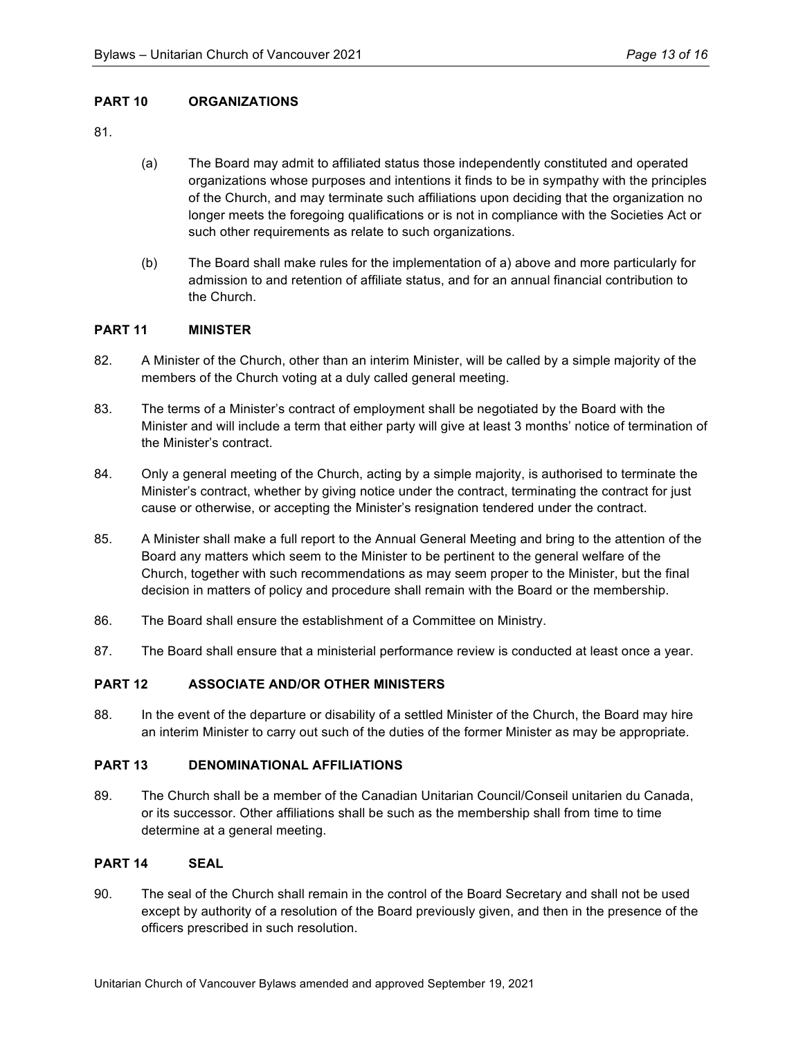## PART 10 ORGANIZATIONS

81.

(a) The Board may admit to affiliated status those independently constituted and operated organizations whose purposes and intentions it finds to be in sympathy with the principles of the Church, and may terminate such affiliations upon deciding that the organization no longer meets the foregoing qualifications or is not in compliance with the Societies Act or such other requirements as relate to such organizations.

(b) The Board shall make rules for the implementation of a) above and more particularly for admission to and retention of affiliate status, and for an annual financial contribution to the Church.

## PART 11 MINISTER

82. A Minister of the Church, other than an interim Minister, will be called by a simple majority of the members of the Church voting at a duly called general meeting.

83. The terms of a Minister's contract of employment shall be negotiated by the Board with the Minister and will include a term that either party will give at least 3 months' notice of termination of the Minister's contract.

84. Only a general meeting of the Church, acting by a simple majority, is authorised to terminate the Minister's contract, whether by giving notice under the contract, terminating the contract for just cause or otherwise, or accepting the Minister's resignation tendered under the contract.

85. A Minister shall make a full report to the Annual General Meeting and bring to the attention of the Board any matters which seem to the Minister to be pertinent to the general welfare of the Church, together with such recommendations as may seem proper to the Minister, but the final decision in matters of policy and procedure shall remain with the Board or the membership.

86. The Board shall ensure the establishment of a Committee on Ministry.

87. The Board shall ensure that a ministerial performance review is conducted at least once a year.

## PART 12 ASSOCIATE AND/OR OTHER MINISTERS

88. In the event of the departure or disability of a settled Minister of the Church, the Board may hire an interim Minister to carry out such of the duties of the former Minister as may be appropriate.

## PART 13 DENOMINATIONAL AFFILIATIONS

89. The Church shall be a member of the Canadian Unitarian Council/Conseil unitarien du Canada, or its successor. Other affiliations shall be such as the membership shall from time to time determine at a general meeting.

## PART 14 SEAL

90. The seal of the Church shall remain in the control of the Board Secretary and shall not be used except by authority of a resolution of the Board previously given, and then in the presence of the officers prescribed in such resolution.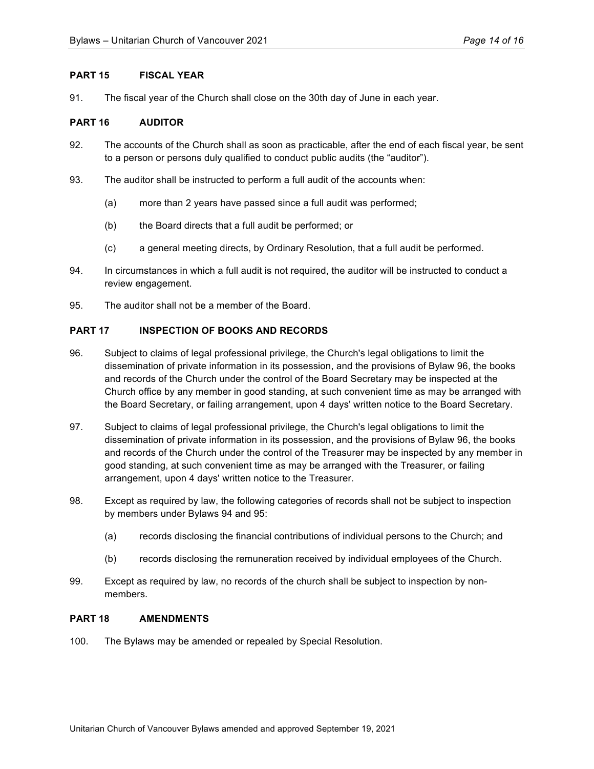## PART 15 FISCAL YEAR

91. The fiscal year of the Church shall close on the 30th day of June in each year.

## PART 16 AUDITOR

92. The accounts of the Church shall as soon as practicable, after the end of each fiscal year, be sent to a person or persons duly qualified to conduct public audits (the "auditor").

93. The auditor shall be instructed to perform a full audit of the accounts when:

    (a) more than 2 years have passed since a full audit was performed;

    (b) the Board directs that a full audit be performed; or

    (c) a general meeting directs, by Ordinary Resolution, that a full audit be performed.

94. In circumstances in which a full audit is not required, the auditor will be instructed to conduct a review engagement.

95. The auditor shall not be a member of the Board.

## PART 17 INSPECTION OF BOOKS AND RECORDS

96. Subject to claims of legal professional privilege, the Church's legal obligations to limit the dissemination of private information in its possession, and the provisions of Bylaw 96, the books and records of the Church under the control of the Board Secretary may be inspected at the Church office by any member in good standing, at such convenient time as may be arranged with the Board Secretary, or failing arrangement, upon 4 days' written notice to the Board Secretary.

97. Subject to claims of legal professional privilege, the Church's legal obligations to limit the dissemination of private information in its possession, and the provisions of Bylaw 96, the books and records of the Church under the control of the Treasurer may be inspected by any member in good standing, at such convenient time as may be arranged with the Treasurer, or failing arrangement, upon 4 days' written notice to the Treasurer.

98. Except as required by law, the following categories of records shall not be subject to inspection by members under Bylaws 94 and 95:

    (a) records disclosing the financial contributions of individual persons to the Church; and

    (b) records disclosing the remuneration received by individual employees of the Church.

99. Except as required by law, no records of the church shall be subject to inspection by non-members.

## PART 18 AMENDMENTS

100. The Bylaws may be amended or repealed by Special Resolution.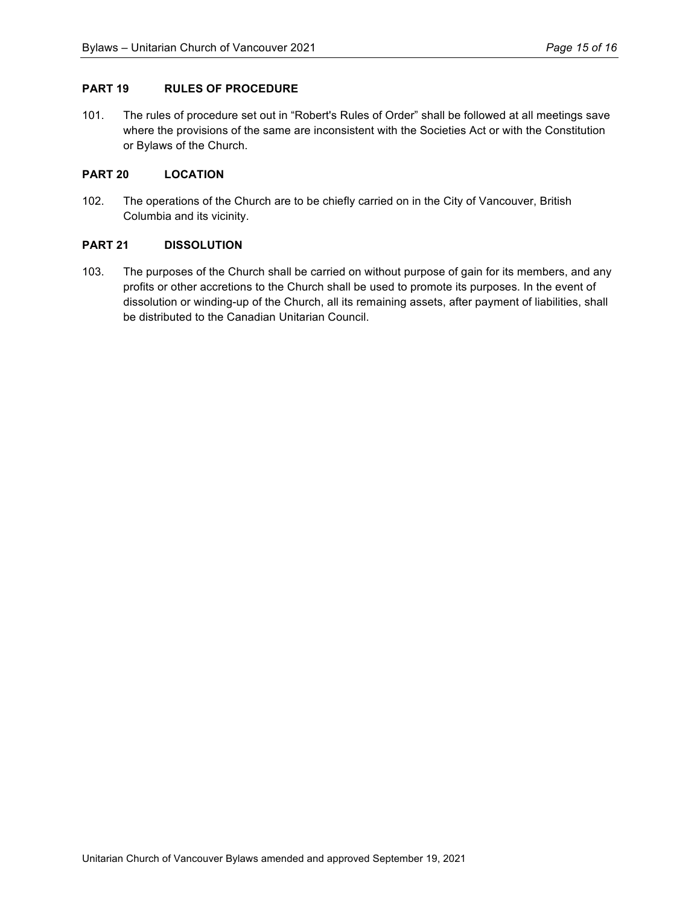## PART 19 RULES OF PROCEDURE

101. The rules of procedure set out in “Robert's Rules of Order” shall be followed at all meetings save where the provisions of the same are inconsistent with the Societies Act or with the Constitution or Bylaws of the Church.

## PART 20 LOCATION

102. The operations of the Church are to be chiefly carried on in the City of Vancouver, British Columbia and its vicinity.

## PART 21 DISSOLUTION

103. The purposes of the Church shall be carried on without purpose of gain for its members, and any profits or other accretions to the Church shall be used to promote its purposes. In the event of dissolution or winding-up of the Church, all its remaining assets, after payment of liabilities, shall be distributed to the Canadian Unitarian Council.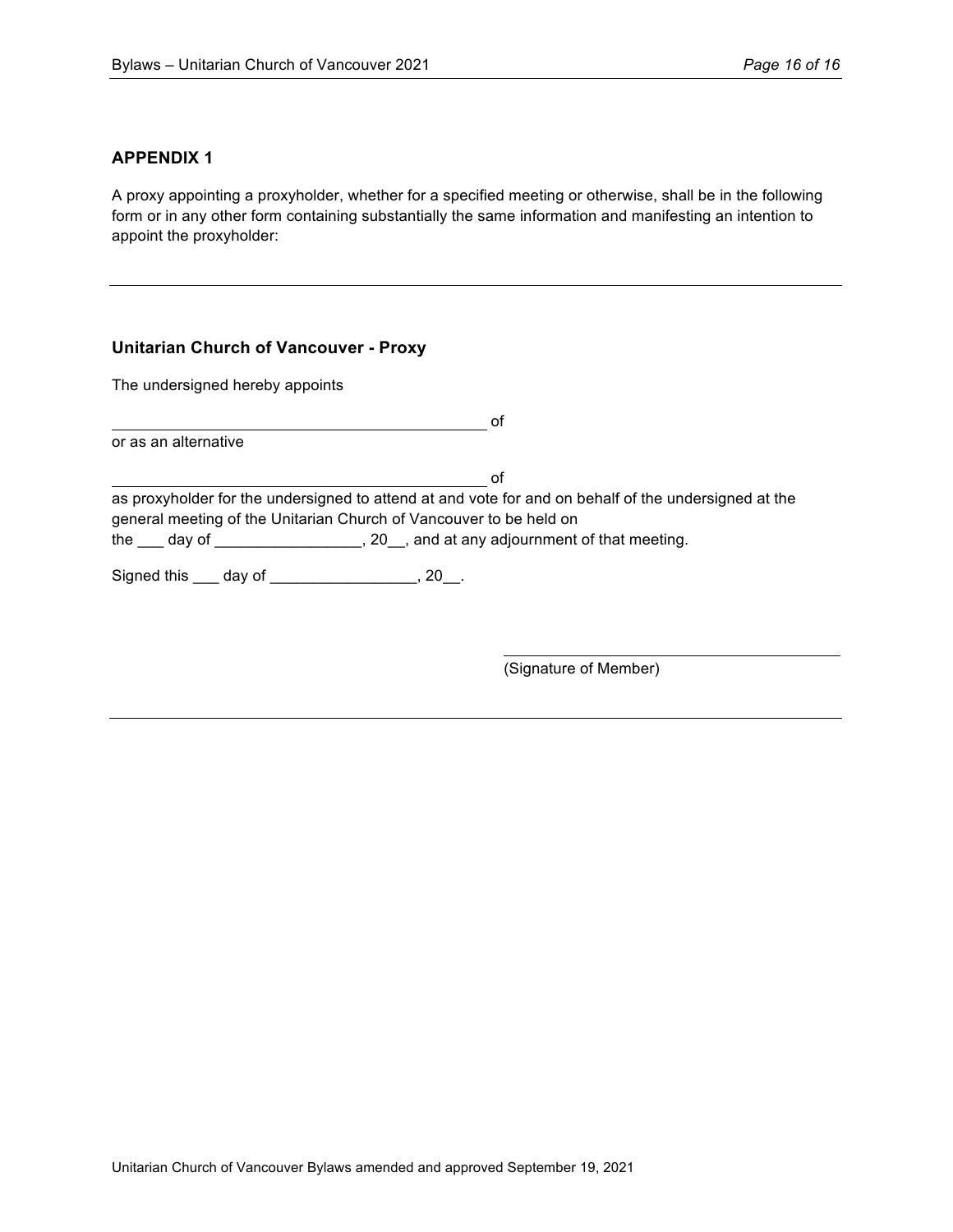## APPENDIX 1

A proxy appointing a proxyholder, whether for a specified meeting or otherwise, shall be in the following form or in any other form containing substantially the same information and manifesting an intention to appoint the proxyholder:

---

### Unitarian Church of Vancouver - Proxy

The undersigned hereby appoints

_____________________________________________ of

or as an alternative

_____________________________________________ of

as proxyholder for the undersigned to attend at and vote for and on behalf of the undersigned at the general meeting of the Unitarian Church of Vancouver to be held on the ___ day of _________________, 20__, and at any adjournment of that meeting.

Signed this ___ day of _________________, 20__.

_____________________________________________
(Signature of Member)

---

Unitarian Church of Vancouver Bylaws amended and approved September 19, 2021